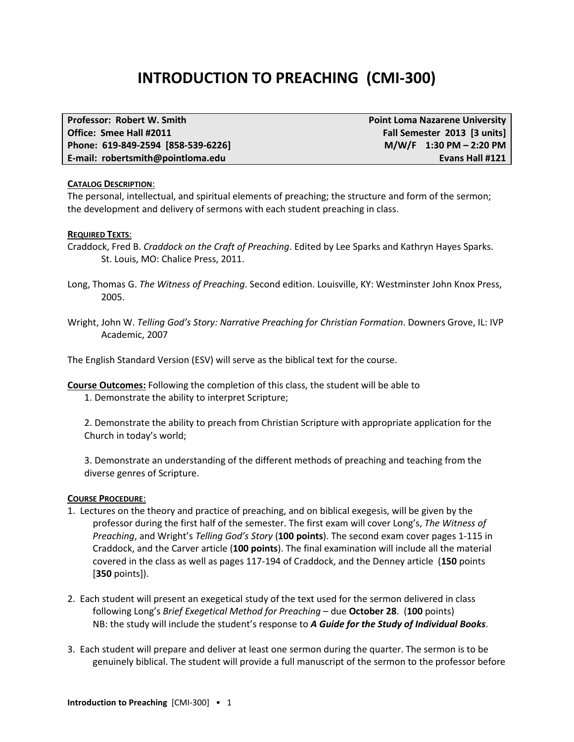# INTRODUCTION TO PREACHING (CMI-300)

| **Professor: Robert W. Smith** | **Point Loma Nazarene University** |
|---|---|
| **Office: Smee Hall #2011** | **Fall Semester 2013 [3 units]** |
| **Phone: 619-849-2594 [858-539-6226]** | **M/W/F 1:30 PM – 2:20 PM** |
| **E-mail: robertsmith@pointloma.edu** | **Evans Hall #121** |

**CATALOG DESCRIPTION**:
The personal, intellectual, and spiritual elements of preaching; the structure and form of the sermon; the development and delivery of sermons with each student preaching in class.

**REQUIRED TEXTS**:
Craddock, Fred B. *Craddock on the Craft of Preaching*. Edited by Lee Sparks and Kathryn Hayes Sparks. St. Louis, MO: Chalice Press, 2011.

Long, Thomas G. *The Witness of Preaching*. Second edition. Louisville, KY: Westminster John Knox Press, 2005.

Wright, John W. *Telling God's Story: Narrative Preaching for Christian Formation*. Downers Grove, IL: IVP Academic, 2007

The English Standard Version (ESV) will serve as the biblical text for the course.

**Course Outcomes:** Following the completion of this class, the student will be able to

1. Demonstrate the ability to interpret Scripture;

2. Demonstrate the ability to preach from Christian Scripture with appropriate application for the Church in today's world;

3. Demonstrate an understanding of the different methods of preaching and teaching from the diverse genres of Scripture.

**COURSE PROCEDURE**:

1. Lectures on the theory and practice of preaching, and on biblical exegesis, will be given by the professor during the first half of the semester. The first exam will cover Long's, *The Witness of Preaching*, and Wright's *Telling God's Story* (**100 points**). The second exam cover pages 1-115 in Craddock, and the Carver article (**100 points**). The final examination will include all the material covered in the class as well as pages 117-194 of Craddock, and the Denney article (**150** points [**350** points]).

2. Each student will present an exegetical study of the text used for the sermon delivered in class following Long's *Brief Exegetical Method for Preaching* – due **October 28**. (**100** points)
   NB: the study will include the student's response to ***A Guide for the Study of Individual Books***.

3. Each student will prepare and deliver at least one sermon during the quarter. The sermon is to be genuinely biblical. The student will provide a full manuscript of the sermon to the professor before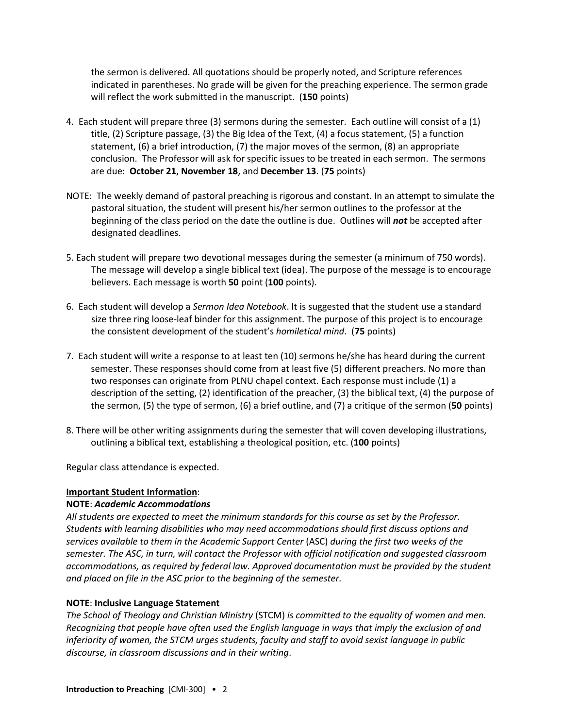the sermon is delivered. All quotations should be properly noted, and Scripture references indicated in parentheses. No grade will be given for the preaching experience. The sermon grade will reflect the work submitted in the manuscript. (**150** points)

4. Each student will prepare three (3) sermons during the semester. Each outline will consist of a (1) title, (2) Scripture passage, (3) the Big Idea of the Text, (4) a focus statement, (5) a function statement, (6) a brief introduction, (7) the major moves of the sermon, (8) an appropriate conclusion. The Professor will ask for specific issues to be treated in each sermon. The sermons are due: **October 21**, **November 18**, and **December 13**. (**75** points)

NOTE: The weekly demand of pastoral preaching is rigorous and constant. In an attempt to simulate the pastoral situation, the student will present his/her sermon outlines to the professor at the beginning of the class period on the date the outline is due. Outlines will ***not*** be accepted after designated deadlines.

5. Each student will prepare two devotional messages during the semester (a minimum of 750 words). The message will develop a single biblical text (idea). The purpose of the message is to encourage believers. Each message is worth **50** point (**100** points).

6. Each student will develop a *Sermon Idea Notebook*. It is suggested that the student use a standard size three ring loose-leaf binder for this assignment. The purpose of this project is to encourage the consistent development of the student's *homiletical mind*. (**75** points)

7. Each student will write a response to at least ten (10) sermons he/she has heard during the current semester. These responses should come from at least five (5) different preachers. No more than two responses can originate from PLNU chapel context. Each response must include (1) a description of the setting, (2) identification of the preacher, (3) the biblical text, (4) the purpose of the sermon, (5) the type of sermon, (6) a brief outline, and (7) a critique of the sermon (**50** points)

8. There will be other writing assignments during the semester that will coven developing illustrations, outlining a biblical text, establishing a theological position, etc. (**100** points)

Regular class attendance is expected.

**Important Student Information**:

**NOTE**: ***Academic Accommodations***

*All students are expected to meet the minimum standards for this course as set by the Professor. Students with learning disabilities who may need accommodations should first discuss options and services available to them in the Academic Support Center* (ASC) *during the first two weeks of the semester. The ASC, in turn, will contact the Professor with official notification and suggested classroom accommodations, as required by federal law. Approved documentation must be provided by the student and placed on file in the ASC prior to the beginning of the semester.*

**NOTE**: **Inclusive Language Statement**

*The School of Theology and Christian Ministry* (STCM) *is committed to the equality of women and men. Recognizing that people have often used the English language in ways that imply the exclusion of and inferiority of women, the STCM urges students, faculty and staff to avoid sexist language in public discourse, in classroom discussions and in their writing*.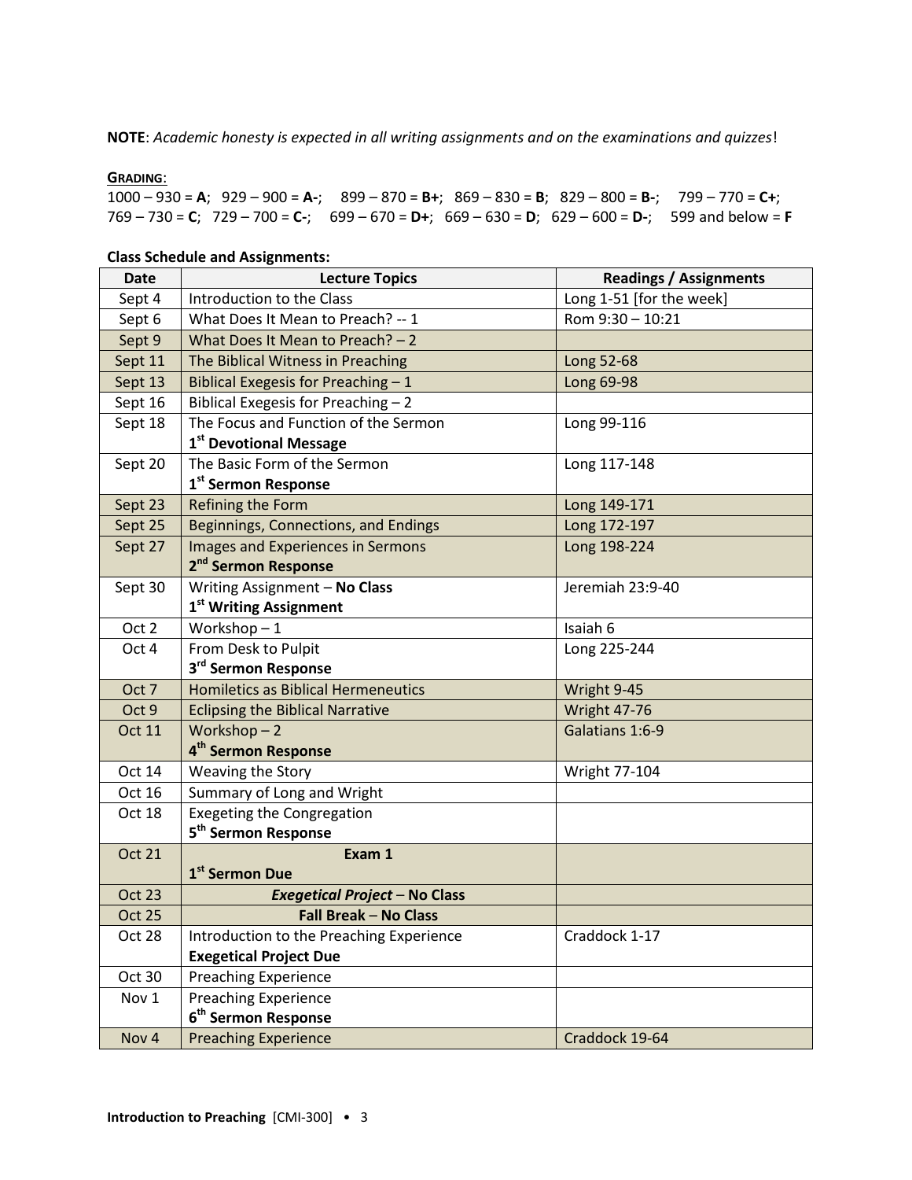**NOTE**: *Academic honesty is expected in all writing assignments and on the examinations and quizzes*!

**GRADING**:
1000 – 930 = **A**; 929 – 900 = **A-**; 899 – 870 = **B+**; 869 – 830 = **B**; 829 – 800 = **B-**; 799 – 770 = **C+**;
769 – 730 = **C**; 729 – 700 = **C-**; 699 – 670 = **D+**; 669 – 630 = **D**; 629 – 600 = **D-**; 599 and below = **F**

**Class Schedule and Assignments:**

| Date | Lecture Topics | Readings / Assignments |
|---|---|---|
| Sept 4 | Introduction to the Class | Long 1-51 [for the week] |
| Sept 6 | What Does It Mean to Preach? -- 1 | Rom 9:30 – 10:21 |
| Sept 9 | What Does It Mean to Preach? – 2 | |
| Sept 11 | The Biblical Witness in Preaching | Long 52-68 |
| Sept 13 | Biblical Exegesis for Preaching – 1 | Long 69-98 |
| Sept 16 | Biblical Exegesis for Preaching – 2 | |
| Sept 18 | The Focus and Function of the Sermon<br>**1st Devotional Message** | Long 99-116 |
| Sept 20 | The Basic Form of the Sermon<br>**1st Sermon Response** | Long 117-148 |
| Sept 23 | Refining the Form | Long 149-171 |
| Sept 25 | Beginnings, Connections, and Endings | Long 172-197 |
| Sept 27 | Images and Experiences in Sermons<br>**2nd Sermon Response** | Long 198-224 |
| Sept 30 | Writing Assignment – **No Class**<br>**1st Writing Assignment** | Jeremiah 23:9-40 |
| Oct 2 | Workshop – 1 | Isaiah 6 |
| Oct 4 | From Desk to Pulpit<br>**3rd Sermon Response** | Long 225-244 |
| Oct 7 | Homiletics as Biblical Hermeneutics | Wright 9-45 |
| Oct 9 | Eclipsing the Biblical Narrative | Wright 47-76 |
| Oct 11 | Workshop – 2<br>**4th Sermon Response** | Galatians 1:6-9 |
| Oct 14 | Weaving the Story | Wright 77-104 |
| Oct 16 | Summary of Long and Wright | |
| Oct 18 | Exegeting the Congregation<br>**5th Sermon Response** | |
| Oct 21 | **Exam 1**<br>**1st Sermon Due** | |
| Oct 23 | ***Exegetical Project*** – **No Class** | |
| Oct 25 | **Fall Break** – **No Class** | |
| Oct 28 | Introduction to the Preaching Experience<br>**Exegetical Project Due** | Craddock 1-17 |
| Oct 30 | Preaching Experience | |
| Nov 1 | Preaching Experience<br>**6th Sermon Response** | |
| Nov 4 | Preaching Experience | Craddock 19-64 |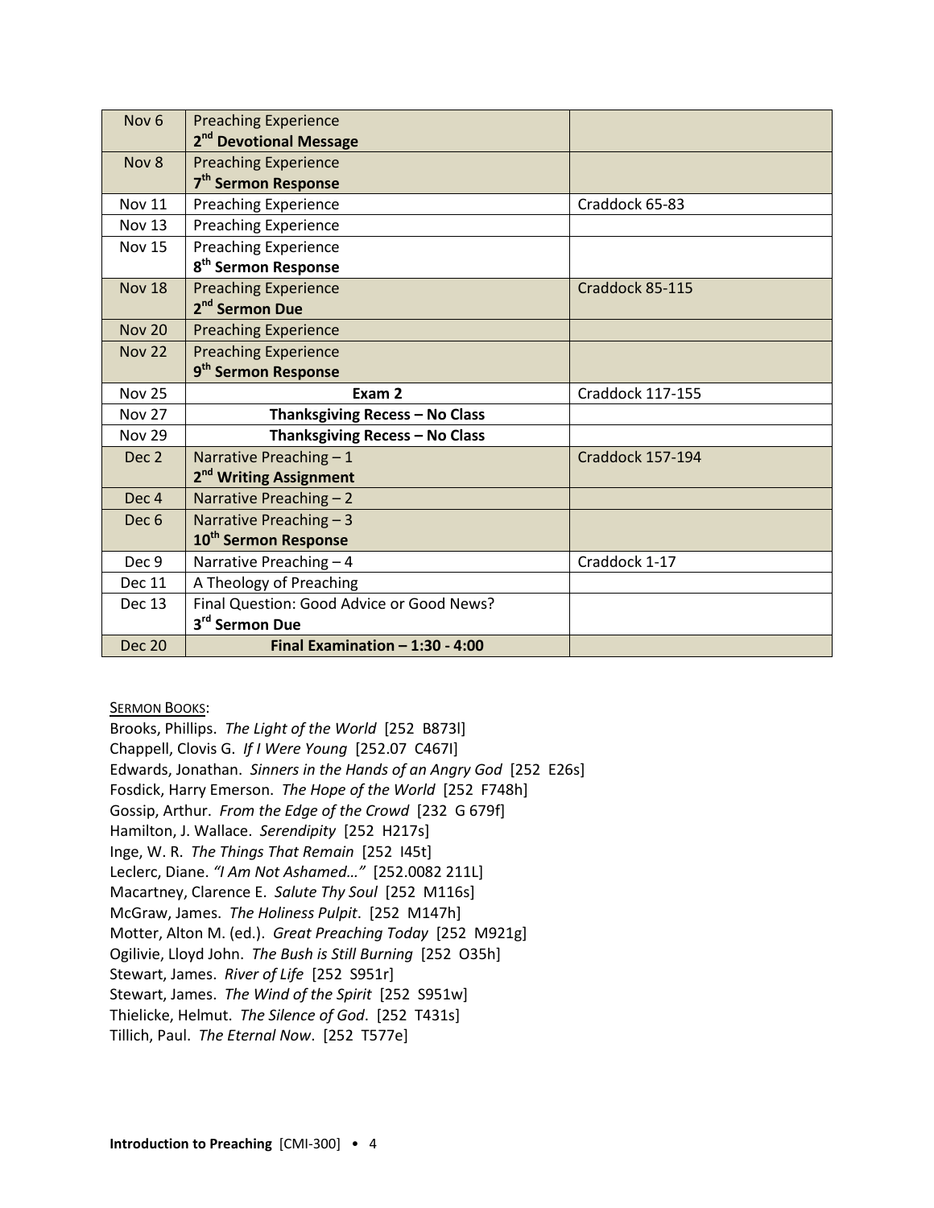| Nov 6 | Preaching Experience<br>**2nd Devotional Message** | |
|---|---|---|
| Nov 8 | Preaching Experience<br>**7th Sermon Response** | |
| Nov 11 | Preaching Experience | Craddock 65-83 |
| Nov 13 | Preaching Experience | |
| Nov 15 | Preaching Experience<br>**8th Sermon Response** | |
| Nov 18 | Preaching Experience<br>**2nd Sermon Due** | Craddock 85-115 |
| Nov 20 | Preaching Experience | |
| Nov 22 | Preaching Experience<br>**9th Sermon Response** | |
| Nov 25 | **Exam 2** | Craddock 117-155 |
| Nov 27 | **Thanksgiving Recess – No Class** | |
| Nov 29 | **Thanksgiving Recess – No Class** | |
| Dec 2 | Narrative Preaching – 1<br>**2nd Writing Assignment** | Craddock 157-194 |
| Dec 4 | Narrative Preaching – 2 | |
| Dec 6 | Narrative Preaching – 3<br>**10th Sermon Response** | |
| Dec 9 | Narrative Preaching – 4 | Craddock 1-17 |
| Dec 11 | A Theology of Preaching | |
| Dec 13 | Final Question: Good Advice or Good News?<br>**3rd Sermon Due** | |
| Dec 20 | **Final Examination – 1:30 - 4:00** | |

SERMON BOOKS:

Brooks, Phillips. *The Light of the World* [252 B873l]
Chappell, Clovis G. *If I Were Young* [252.07 C467I]
Edwards, Jonathan. *Sinners in the Hands of an Angry God* [252 E26s]
Fosdick, Harry Emerson. *The Hope of the World* [252 F748h]
Gossip, Arthur. *From the Edge of the Crowd* [232 G 679f]
Hamilton, J. Wallace. *Serendipity* [252 H217s]
Inge, W. R. *The Things That Remain* [252 I45t]
Leclerc, Diane. *"I Am Not Ashamed…"* [252.0082 211L]
Macartney, Clarence E. *Salute Thy Soul* [252 M116s]
McGraw, James. *The Holiness Pulpit*. [252 M147h]
Motter, Alton M. (ed.). *Great Preaching Today* [252 M921g]
Ogilivie, Lloyd John. *The Bush is Still Burning* [252 O35h]
Stewart, James. *River of Life* [252 S951r]
Stewart, James. *The Wind of the Spirit* [252 S951w]
Thielicke, Helmut. *The Silence of God*. [252 T431s]
Tillich, Paul. *The Eternal Now*. [252 T577e]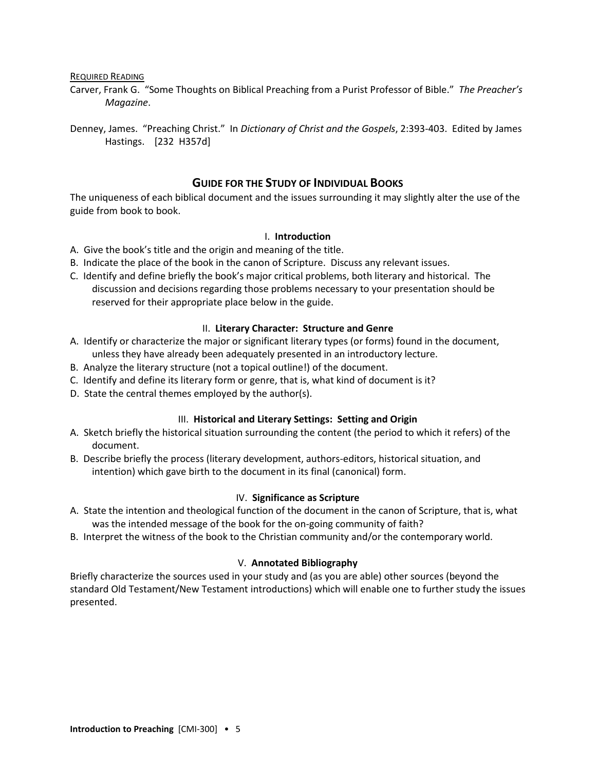Required Reading

Carver, Frank G. "Some Thoughts on Biblical Preaching from a Purist Professor of Bible." *The Preacher's Magazine*.

Denney, James. "Preaching Christ." In *Dictionary of Christ and the Gospels*, 2:393-403. Edited by James Hastings. [232 H357d]

## Guide for the Study of Individual Books

The uniqueness of each biblical document and the issues surrounding it may slightly alter the use of the guide from book to book.

### I. Introduction

A. Give the book's title and the origin and meaning of the title.
B. Indicate the place of the book in the canon of Scripture. Discuss any relevant issues.
C. Identify and define briefly the book's major critical problems, both literary and historical. The discussion and decisions regarding those problems necessary to your presentation should be reserved for their appropriate place below in the guide.

### II. Literary Character: Structure and Genre

A. Identify or characterize the major or significant literary types (or forms) found in the document, unless they have already been adequately presented in an introductory lecture.
B. Analyze the literary structure (not a topical outline!) of the document.
C. Identify and define its literary form or genre, that is, what kind of document is it?
D. State the central themes employed by the author(s).

### III. Historical and Literary Settings: Setting and Origin

A. Sketch briefly the historical situation surrounding the content (the period to which it refers) of the document.
B. Describe briefly the process (literary development, authors-editors, historical situation, and intention) which gave birth to the document in its final (canonical) form.

### IV. Significance as Scripture

A. State the intention and theological function of the document in the canon of Scripture, that is, what was the intended message of the book for the on-going community of faith?
B. Interpret the witness of the book to the Christian community and/or the contemporary world.

### V. Annotated Bibliography

Briefly characterize the sources used in your study and (as you are able) other sources (beyond the standard Old Testament/New Testament introductions) which will enable one to further study the issues presented.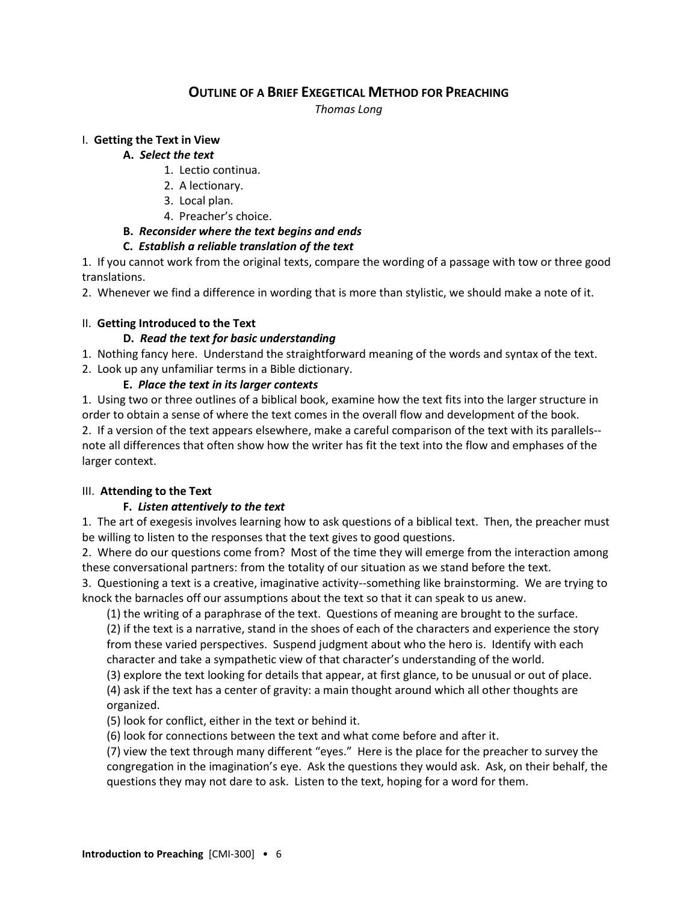# OUTLINE OF A BRIEF EXEGETICAL METHOD FOR PREACHING

*Thomas Long*

I. **Getting the Text in View**

**A.** ***Select the text***

1. Lectio continua.
2. A lectionary.
3. Local plan.
4. Preacher's choice.

**B.** ***Reconsider where the text begins and ends***

**C.** ***Establish a reliable translation of the text***

1. If you cannot work from the original texts, compare the wording of a passage with tow or three good translations.
2. Whenever we find a difference in wording that is more than stylistic, we should make a note of it.

II. **Getting Introduced to the Text**

**D.** ***Read the text for basic understanding***

1. Nothing fancy here. Understand the straightforward meaning of the words and syntax of the text.
2. Look up any unfamiliar terms in a Bible dictionary.

**E.** ***Place the text in its larger contexts***

1. Using two or three outlines of a biblical book, examine how the text fits into the larger structure in order to obtain a sense of where the text comes in the overall flow and development of the book.
2. If a version of the text appears elsewhere, make a careful comparison of the text with its parallels--note all differences that often show how the writer has fit the text into the flow and emphases of the larger context.

III. **Attending to the Text**

**F.** ***Listen attentively to the text***

1. The art of exegesis involves learning how to ask questions of a biblical text. Then, the preacher must be willing to listen to the responses that the text gives to good questions.
2. Where do our questions come from? Most of the time they will emerge from the interaction among these conversational partners: from the totality of our situation as we stand before the text.
3. Questioning a text is a creative, imaginative activity--something like brainstorming. We are trying to knock the barnacles off our assumptions about the text so that it can speak to us anew.

   (1) the writing of a paraphrase of the text. Questions of meaning are brought to the surface.

   (2) if the text is a narrative, stand in the shoes of each of the characters and experience the story from these varied perspectives. Suspend judgment about who the hero is. Identify with each character and take a sympathetic view of that character's understanding of the world.

   (3) explore the text looking for details that appear, at first glance, to be unusual or out of place.

   (4) ask if the text has a center of gravity: a main thought around which all other thoughts are organized.

   (5) look for conflict, either in the text or behind it.

   (6) look for connections between the text and what come before and after it.

   (7) view the text through many different "eyes." Here is the place for the preacher to survey the congregation in the imagination's eye. Ask the questions they would ask. Ask, on their behalf, the questions they may not dare to ask. Listen to the text, hoping for a word for them.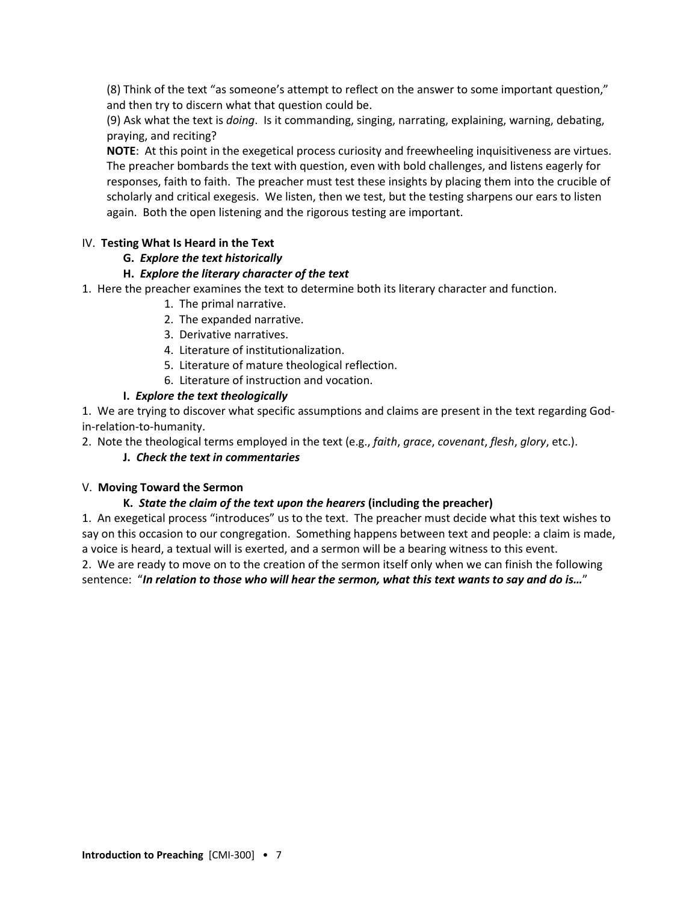(8) Think of the text "as someone's attempt to reflect on the answer to some important question," and then try to discern what that question could be.

(9) Ask what the text is *doing*. Is it commanding, singing, narrating, explaining, warning, debating, praying, and reciting?

**NOTE**: At this point in the exegetical process curiosity and freewheeling inquisitiveness are virtues. The preacher bombards the text with question, even with bold challenges, and listens eagerly for responses, faith to faith. The preacher must test these insights by placing them into the crucible of scholarly and critical exegesis. We listen, then we test, but the testing sharpens our ears to listen again. Both the open listening and the rigorous testing are important.

## IV. **Testing What Is Heard in the Text**

### G. *Explore the text historically*

### H. *Explore the literary character of the text*

1. Here the preacher examines the text to determine both its literary character and function.
    1. The primal narrative.
    2. The expanded narrative.
    3. Derivative narratives.
    4. Literature of institutionalization.
    5. Literature of mature theological reflection.
    6. Literature of instruction and vocation.

### I. *Explore the text theologically*

1. We are trying to discover what specific assumptions and claims are present in the text regarding God-in-relation-to-humanity.
2. Note the theological terms employed in the text (e.g., *faith*, *grace*, *covenant*, *flesh*, *glory*, etc.).

### J. *Check the text in commentaries*

## V. **Moving Toward the Sermon**

### K. *State the claim of the text upon the hearers* (including the preacher)

1. An exegetical process "introduces" us to the text. The preacher must decide what this text wishes to say on this occasion to our congregation. Something happens between text and people: a claim is made, a voice is heard, a textual will is exerted, and a sermon will be a bearing witness to this event.
2. We are ready to move on to the creation of the sermon itself only when we can finish the following sentence: "***In relation to those who will hear the sermon, what this text wants to say and do is…***"